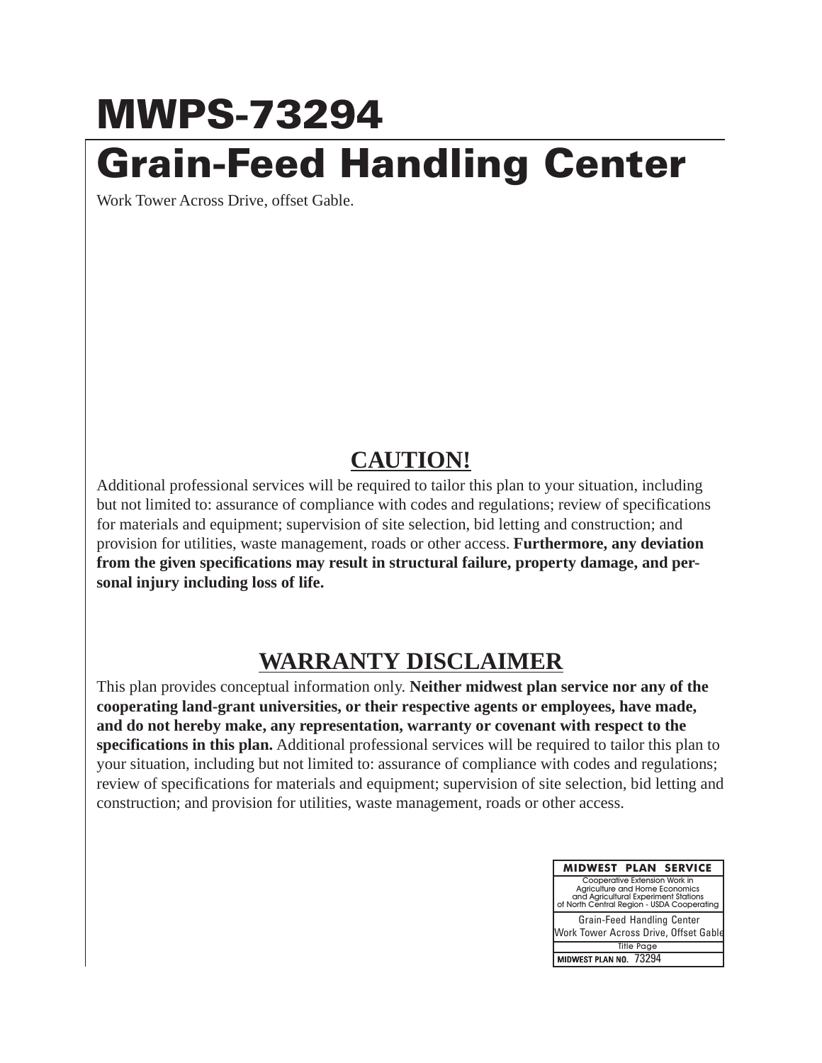# MWPS-73294

# Grain-Feed Handling Center

Work Tower Across Drive, offset Gable.

## CAUTION!

Additional professional services will be required to tailor this plan to your situation, including but not limited to: assurance of compliance with codes and regulations; review of specifications for materials and equipment; supervision of site selection, bid letting and construction; and provision for utilities, waste management, roads or other access. **Furthermore, any deviation from the given specifications may result in structural failure, property damage, and personal injury including loss of life.**

## WARRANTY DISCLAIMER

This plan provides conceptual information only. **Neither midwest plan service nor any of the cooperating land-grant universities, or their respective agents or employees, have made, and do not hereby make, any representation, warranty or covenant with respect to the specifications in this plan.** Additional professional services will be required to tailor this plan to your situation, including but not limited to: assurance of compliance with codes and regulations; review of specifications for materials and equipment; supervision of site selection, bid letting and construction; and provision for utilities, waste management, roads or other access.

| MIDWEST PLAN SERVICE |
| --- |
| Cooperative Extension Work in Agriculture and Home Economics and Agricultural Experiment Stations of North Central Region - USDA Cooperating |
| Grain-Feed Handling Center<br>Work Tower Across Drive, Offset Gable |
| Title Page |
| MIDWEST PLAN NO. 73294 |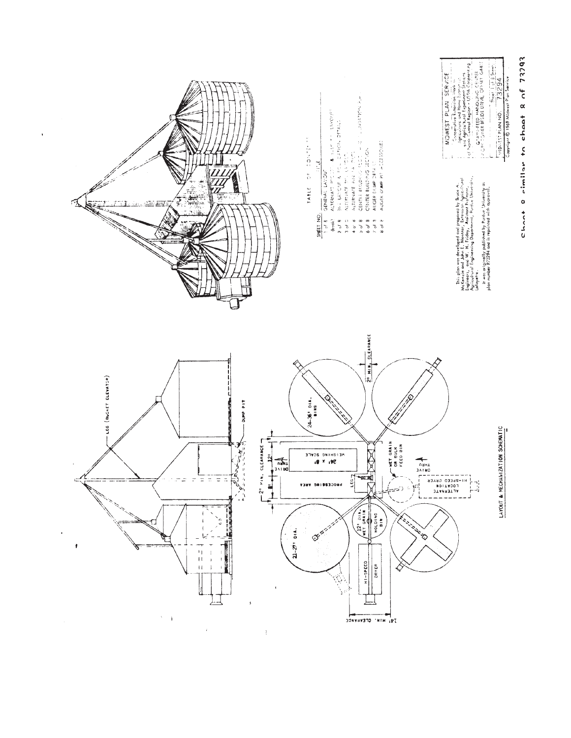LEG (BUCKET ELEVATOR)

DUMP PIT

24-36' DIA. BINS

2' MIN. CLEARANCE

2' MIN. CLEARANCE

12'

8'

DRIVE THRU

24' x 8' WEIGHING SCALE

PROCESSING AREA

LEG

WET GRAIN OR BULK FEED BIN

DRIVE THRU

ALTERNATE HI-SPEED DRYER LOCATION

21-27' DIA.

12' DIA. WET GRAIN HOLDING BIN

HI-SPEED DRYER

24' MIN. CLEARANCE

LAYOUT & MECHANIZATION SCHEMATIC

TABLE OF CONTENTS

| SHEET NO. | TITLE |
| --- | --- |
| 1 of 8 | GENERAL LAYOUT |
| (Back) | ALTERNATE PLOT & ELEV. LAYOUT |
| 2 of 8 | BIN LAYOUT & FOUNDATION DETAILS |
| 3 of 8 | ALTERNATE BIN LAYOUT |
| 4 of 8 | ALTERNATE BIN LAYOUT |
| 5 of 8 | CENTER BUILDING FOOTING & FOUNDATION PLAN |
| 6 of 8 | CENTER BUILDING SECTION |
| 7 of 8 | AUGER DUMP DETAIL |
| 8 of 8 | AUGER DUMP PIT ACCESSORIES |

This plan was developed and prepared by Bruce A. McKenzie and John E. Mentzer, Extension Agricultural Engineers, and W. H. Friday, Assistant Professor, Agricultural Engineering Department, Purdue University, Lafayette.

It was originally published by Purdue University as plan number P-73294 and is reprinted with approval.

MIDWEST PLAN SERVICE

Cooperative Extension Work in Agriculture and Home Economics and Agricultural Experiment Stations of North Central Region - USDA Cooperating

GRAIN-FEED HANDLING CENTER CENTER DRIVE BESIDE DRIVE, OFFSET GARAGE

Sheet 1 of 8 Sheets

MIDWEST PLAN NO. 73294

Copyright © 1969 Midwest Plan Service

Sheet 8 similar to sheet 8 of 73293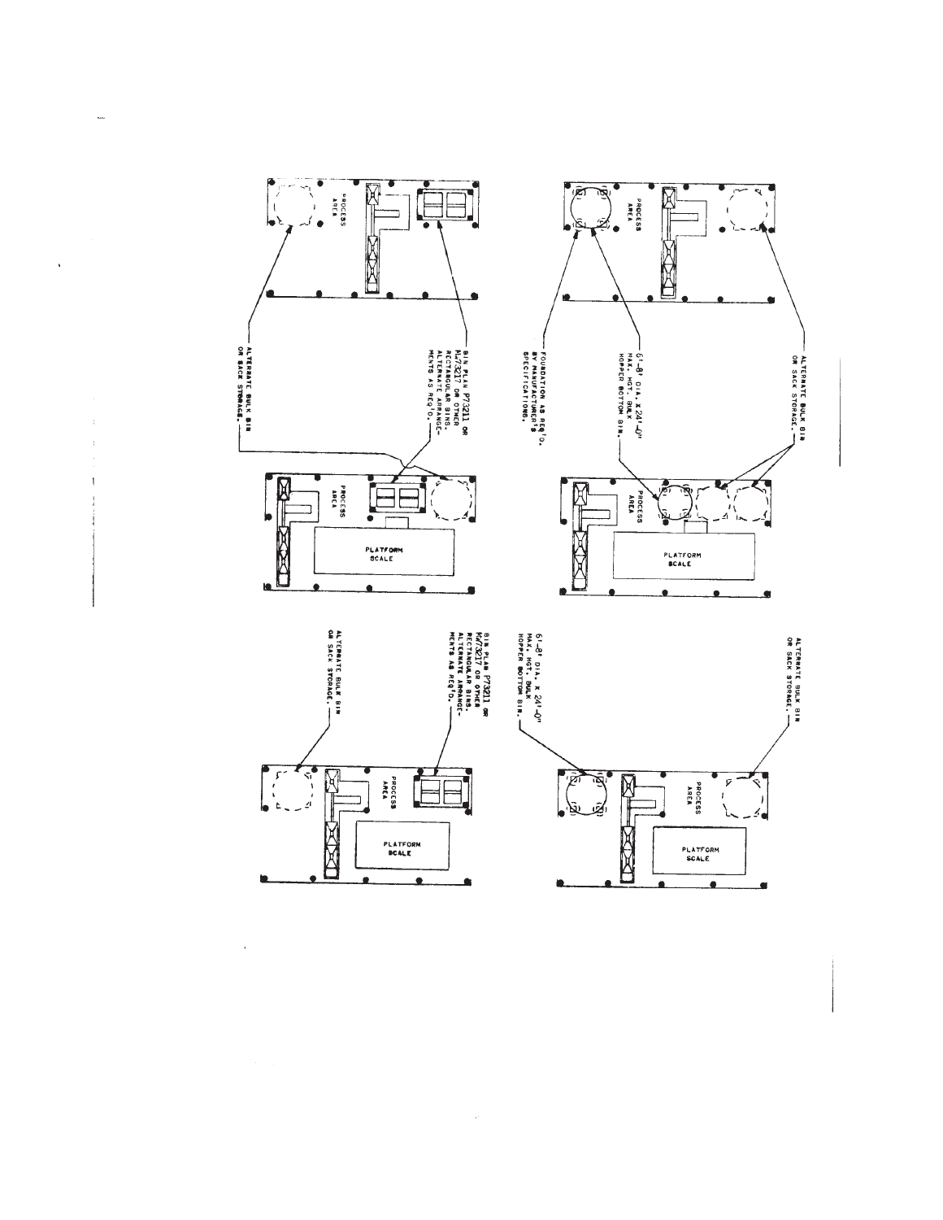PROCESS AREA

ALTERNATE BULK BIN OR SACK STORAGE.

6'-8" DIA. x 24'-0" MAX. HGT. BULK HOPPER BOTTOM BIN.

FOUNDATION AS REQ'D. BY MANUFACTURER'S SPECIFICATIONS.

PROCESS AREA

PLATFORM SCALE

PROCESS AREA

BIN PLAN P73211 OR M-73217 OR OTHER RECTANGULAR BINS. ALTERNATE ARRANGEMENTS AS REQ'D.

ALTERNATE BULK BIN OR SACK STORAGE.

PROCESS AREA

PLATFORM SCALE

ALTERNATE BULK BIN OR SACK STORAGE.

6'-8" DIA. x 24'-0" MAX. HGT. BULK HOPPER BOTTOM BIN.

PROCESS AREA

PLATFORM SCALE

BIN PLAN P73211 OR M-73217 OR OTHER RECTANGULAR BINS. ALTERNATE ARRANGEMENTS AS REQ'D.

ALTERNATE BULK BIN OR SACK STORAGE.

PROCESS AREA

PLATFORM SCALE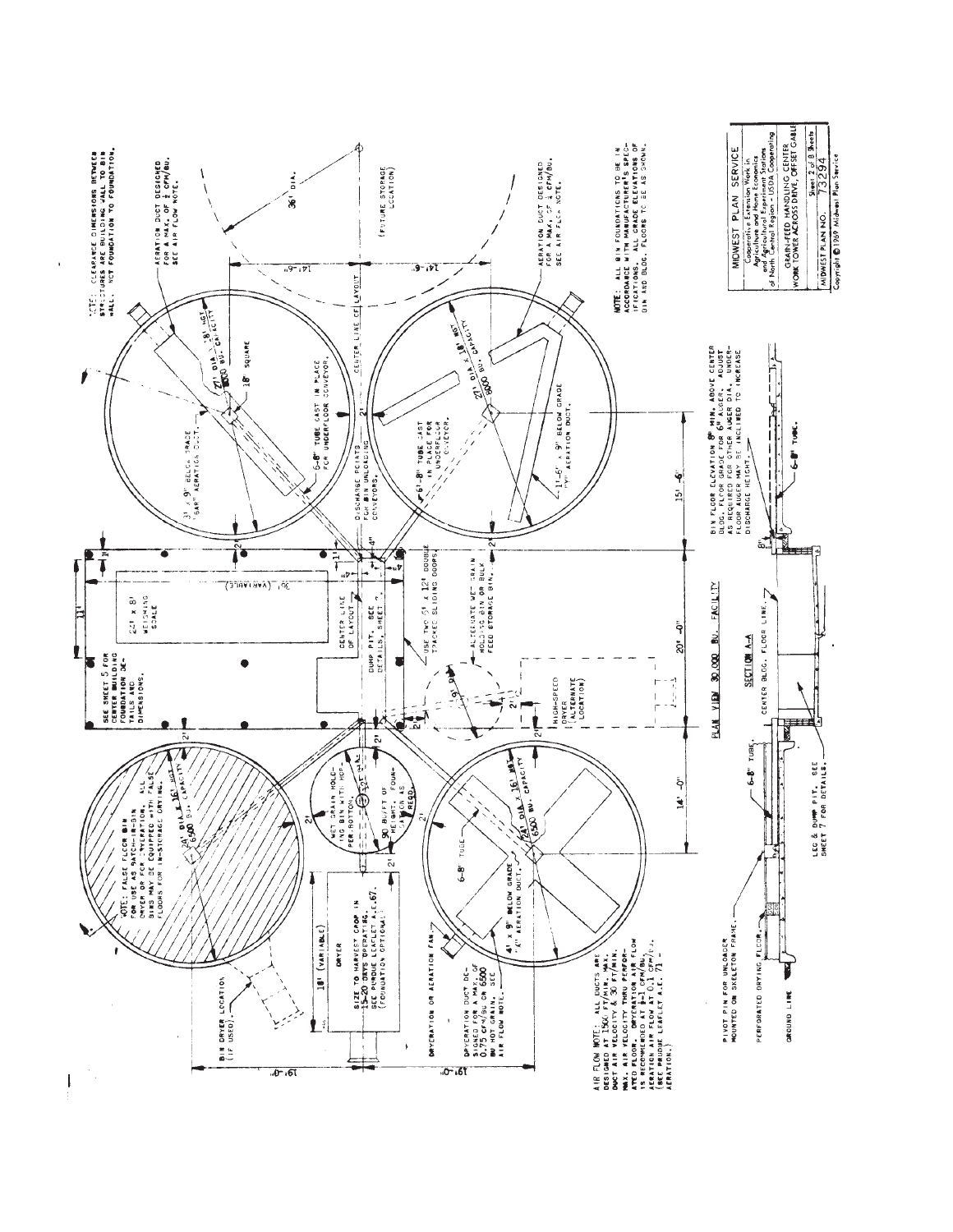NOTE: CLEARANCE DIMENSIONS BETWEEN STRUCTURES ARE BUILDING WALL TO BIN WALL, NOT FOUNDATION TO FOUNDATION.

AERATION DUCT DESIGNED FOR A MAX. OF ½ CFM/BU. SEE AIR FLOW NOTE.

36' DIA.

(FUTURE STORAGE LOCATION)

AERATION DUCT DESIGNED FOR A MAX. OF ½ CFM/BU. SEE AIR FLOW NOTE.

NOTE: ALL BIN FOUNDATIONS TO BE IN ACCORDANCE WITH MANUFACTURER'S SPECIFICATIONS. ALL GRADE ELEVATIONS OF BIN AND BLDG. FLOORS TO BE AS SHOWN.

27' DIA. x 18' HGT. 8000 BU. CAPACITY

18" SQUARE

31' x 9" BELOW GRADE "BAR" AERATION DUCT.

6-8" TUBE CAST IN PLACE FOR UNDERFLOOR CONVEYOR.

CENTER LINE OF LAYOUT

DISCHARGE POINTS FOR BIN UNLOADING CONVEYORS.

6-8" TUBE CAST IN PLACE FOR UNDERFLOOR CONVEYOR.

17'-6" x 9" BELOW GRADE "V" AERATION DUCT.

27' DIA. x 18' HGT. 8000 BU. CAPACITY

SEE SHEET 5 FOR CENTER BUILDING FOUNDATION DETAILS AND DIMENSIONS.

24' x 8' WEIGHING SCALE

30' (VARIABLE)

CENTER LINE OF LAYOUT

DUMP PIT. SEE DETAILS, SHEET 7.

USE TWO 6' x 12' DOUBLE TRACKED SLIDING DOORS.

ALTERNATE WET GRAIN HOLDING BIN OR BULK FEED STORAGE BINS.

HIGH-SPEED DRYER (ALTERNATE LOCATION)

NOTE: FALSE FLOOR BIN FOR USE AS BATCH-IN-BIN DRYER OR FOR DRYERATION. ALL BINS MAY BE EQUIPPED WITH FALSE FLOORS FOR IN-STORAGE DRYING.

24' DIA. x 16' HGT. 6500 BU. CAPACITY

WET GRAIN HOLDING BIN WITH HOPPER BOTTOM.

12' DIA.

90 BU/FT OF HEIGHT. FOUNDATION AS REQ'D.

18' (VARIABLE)

DRYER

SIZE TO HARVEST CROP IN 15-20 DAYS OPERATING. SEE PURDUE LEAFLET A.E. 67. (FOUNDATION OPTIONAL)

BIN DRYER LOCATION (IF USED).

DRYERATION OR AERATION FAN.

DRYERATION DUCT DESIGNED FOR A MAX. OF 0.75 CFM/BU. ON 6500 BU HOT GRAIN. SEE AIR FLOW NOTE.

6-8" TUBE

4' x 9" BELOW GRADE "X" AERATION DUCT.

24' DIA. x 16' HGT. 6500 BU. CAPACITY

19'-0"

19'-0"

14'-0"

20'-0"

15'-6"

14'-6"

14'-6"

11'

AIR FLOW NOTE: ALL DUCTS ARE DESIGNED AT 1500 FT/MIN. MAX. DUCT AIR VELOCITY & 30 FT/MIN. MAX. AIR VELOCITY THRU PERFORATED FLOOR. DRYERATION AIR FLOW IS RECOMMENDED AT ½-1 CFM/BU. AERATION AIR FLOW AT 0.1 CFM/BU. (SEE PURDUE LEAFLET A.E. 71 - AERATION.)

## PLAN VIEW 30,000 BU. FACILITY

## SECTION A-A

PIVOT PIN FOR UNLOADER MOUNTED ON SKELETON FRAME.

PERFORATED DRYING FLOOR.

GROUND LINE

6-8" TUBE

LEG & DUMP PIT. SEE SHEET 7 FOR DETAILS.

CENTER BLDG. FLOOR LINE.

BIN FLOOR ELEVATION 8" MIN. ABOVE CENTER BLDG. FLOOR GRADE FOR 6" AUGER. ADJUST AS REQUIRED FOR OTHER AUGER DIA. UNDERFLOOR AUGER MAY BE INCLINED TO INCREASE DISCHARGE HEIGHT.

8"

6-8" TUBE.

| MIDWEST PLAN SERVICE |
| --- |
| Cooperative Extension Work in Agriculture and Home Economics and Agricultural Experiment Stations of North Central Region - USDA Cooperating |
| GRAIN-FEED HANDLING CENTER WORK TOWER ACROSS DRIVE, OFFSET GABLE |
| Sheet 2 of 8 Sheets |
| MIDWEST PLAN NO. 73294 |
| Copyright © 1969 Midwest Plan Service |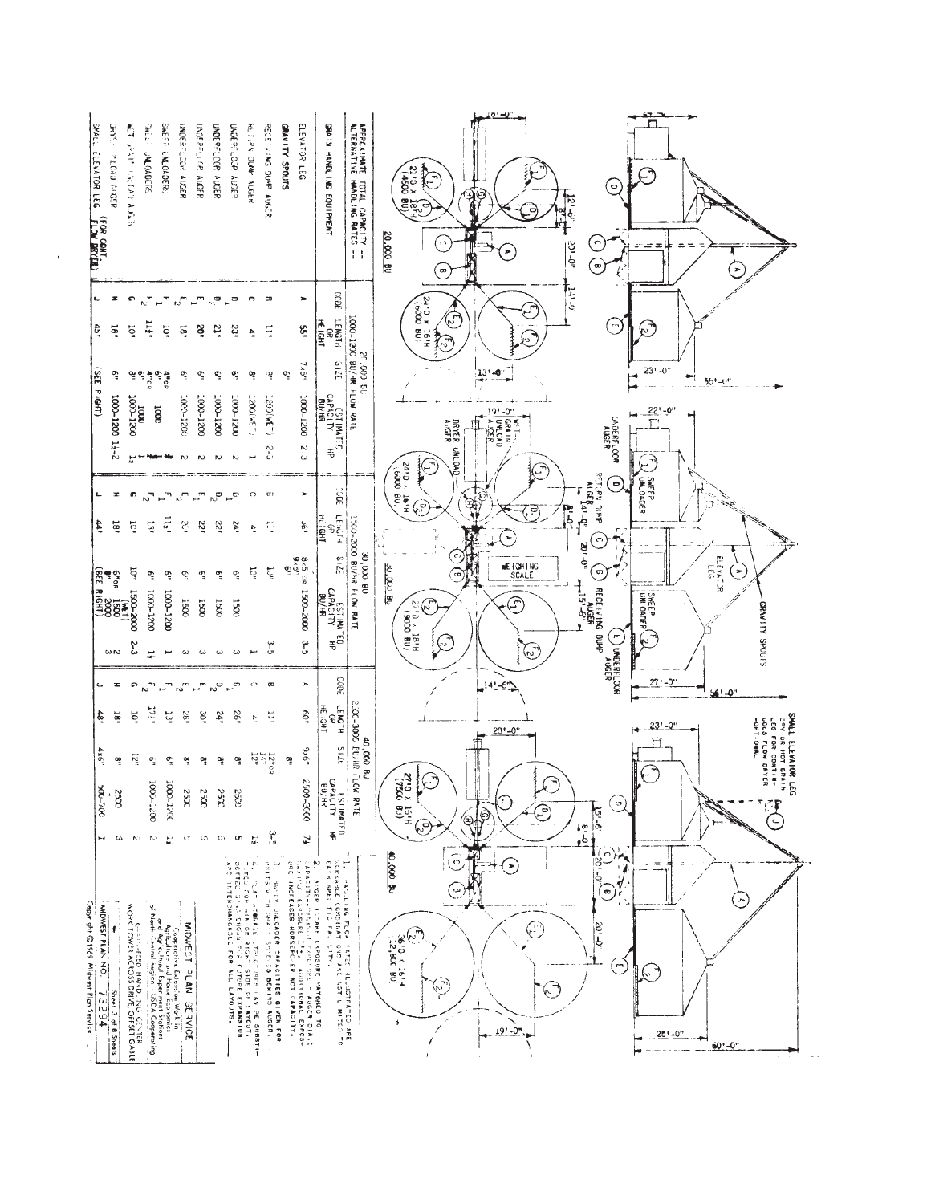## 20,000 BU

- 21'D x 18'H (4500 BU)
- 24'D x 16'H (6000 BU)
- Dimensions: 12'-6", 8'-0", 20'-0", 14'-0", 13'-0", 23'-0", 55'-0", 24'-0"

## 30,000 BU

- 24'D x 16'H (6000 BU)
- 27'D x 18'H (9000 BU)
- WET GRAIN UNLOAD AUGER
- DRYER UNLOAD AUGER
- WEIGHING SCALE
- UNDERFLOOR AUGER
- RETURN DUMP AUGER
- RECEIVING DUMP AUGER
- SWEEP UNLOADER
- ELEVATOR LEG
- GRAVITY SPOUTS
- Dimensions: 19'-0", 8'-0", 14'-0", 20'-0", 15'-6", 14'-6", 22'-0", 27'-0", 56'-0"

## 40,000 BU

- 27'D x 16'H (7500 BU)
- 36'D x 16'H (12,800 BU)
- SMALL ELEVATOR LEG FOR DRY OR HOT GRAIN LEG FOR CONTINUOUS FLOW DRYER -OPTIONAL
- Dimensions: 20'-0", 15'-6", 8'-0", 20'-0", 20'-0", 19'-0", 23'-0", 25'-0", 60'-0"

| APPROXIMATE TOTAL CAPACITY -- ALTERNATIVE HANDLING RATES -- | 20,000 BU 1000-1200 BU/HR FLOW RATE | | | | | 30,000 BU 1500-2000 BU/HR FLOW RATE | | | | | 40,000 BU 2500-3000 BU/HR FLOW RATE | | | | |
|---|---|---|---|---|---|---|---|---|---|---|---|---|---|---|---|
| GRAIN HANDLING EQUIPMENT | CODE | LENGTH OR HEIGHT | SIZE | ESTIMATED CAPACITY BU/HR | HP | CODE | LENGTH OR HEIGHT | SIZE | ESTIMATED CAPACITY BU/HR | HP | CODE | LENGTH OR HEIGHT | SIZE | ESTIMATED CAPACITY BU/HR | HP |
| ELEVATOR LEG | A | 55' | 7.5" | 1000-1200 | 2-3 | A | 36' | 8.5" or 9.5" | 1500-2000 | 3-5 | A | 60' | 9.6" | 2500-3000 | 7½ |
| GRAVITY SPOUTS | | | 6" | | | | | 6" | | | | | 8" | | |
| RECEIVING DUMP AUGER | B | 11' | 8" | 1200(WET) | 2-3 | B | 11' | 10" | | 3-5 | B | 11' | 12" or 14" | | 3-5 |
| RETURN DUMP AUGER | C | 4' | 8" | 1200(WET) | 1 | C | 4' | | | 1 | C | 4' | 12" | | 1½ |
| UNDERFLOOR AUGER | $D_1$ | 23' | 6" | 1000-1200 | 2 | $D_1$ | 24' | 6" | 1500 | 3 | $D_1$ | 26' | 8" | 2500 | 5 |
| UNDERFLOOR AUGER | $D_2$ | 21' | 6" | 1000-1200 | 2 | $D_2$ | 22' | 6" | 1500 | 3 | $D_2$ | 24' | 8" | 2500 | 5 |
| UNDERFLOOR AUGER | $E_1$ | 20' | 6" | 1000-1200 | 2 | $E_1$ | 22' | 6" | 1500 | 3 | $E_1$ | 30' | 8" | 2500 | 5 |
| UNDERFLOOR AUGER | $E_2$ | 18' | 6" | 1000-1200 | 2 | $E_2$ | 20' | 6" | 1500 | 3 | $E_2$ | 28' | 8" | 2500 | 5 |
| SWEEP UNLOADERS | $F_1$ | 10' | 4" or 6" | 1000 | ¾ | $F_1$ | 11½' | 6" | 1000-1200 | 1 | $F_1$ | 13' | 6" | 1000-1200 | 1½ |
| SWEEP UNLOADERS | $F_2$ | 11½' | 6" or 4" | 1000 | ¾ | $F_2$ | 13' | 6" | 1000-1200 | 1½ | $F_2$ | 17½' | 6" | 1000-1200 | 2 |
| WET GRAIN UNLOAD AUGER | G | 10' | 8" | 1000-1200 | 1½ | G | 10' | 10" | 1500-2000 (WET) | 2-3 | G | 10' | 12" | | 2 |
| DRYER UNLOAD AUGER | H | 18' | 6" | 1000-1200 | 1½-2 | H | 18' | 6" or 8" | 1500 2000 | 2 | H | 18' | 8" | 2500 | 3 |
| SMALL ELEVATOR LEG (FOR CONT. FLOW DRYER) | J | 45' | (SEE RIGHT) | | | J | 44' | (SEE RIGHT) | | 3 | J | 48' | 4x6" | 500-700 | 1 |

1. HANDLING FLOW RATES ILLUSTRATED ARE SEPARATE COMBINATIONS AND NOT LIMITED TO EACH SPECIFIC FACILITY.
2. AUGER INTAKE EXPOSURE MATCHED TO CAPACITY--MAXIMUM EXPOSURE = AUGER DIA.; DRYING EXPOSURE = 2x. ADDITIONAL EXPOSURE INCREASES HORSEPOWER NOT CAPACITY.
3. SWEEP UNLOADER CAPACITIES GIVEN FOR UNITS WITH GRAIN SHIELDS BEHIND AUGER.
4. FLAT STORAGE STRUCTURES MAY BE SUBSTITUTED FOR DOTTED BINS SHOWN FOR FUTURE EXPANSION AND INTERCHANGEABLE FOR ALL LAYOUTS.

**MIDWEST PLAN SERVICE**

Cooperative Extension Work in Agriculture and Home Economics and Agricultural Experiment Stations of North Central Region - USDA Cooperating

GRAIN-FEED HANDLING CENTER
WORK TOWER ACROSS DRIVE, OFFSET GABLE

Sheet 3 of 6 Sheets

MIDWEST PLAN NO. 73294

Copyright © 1969 Midwest Plan Service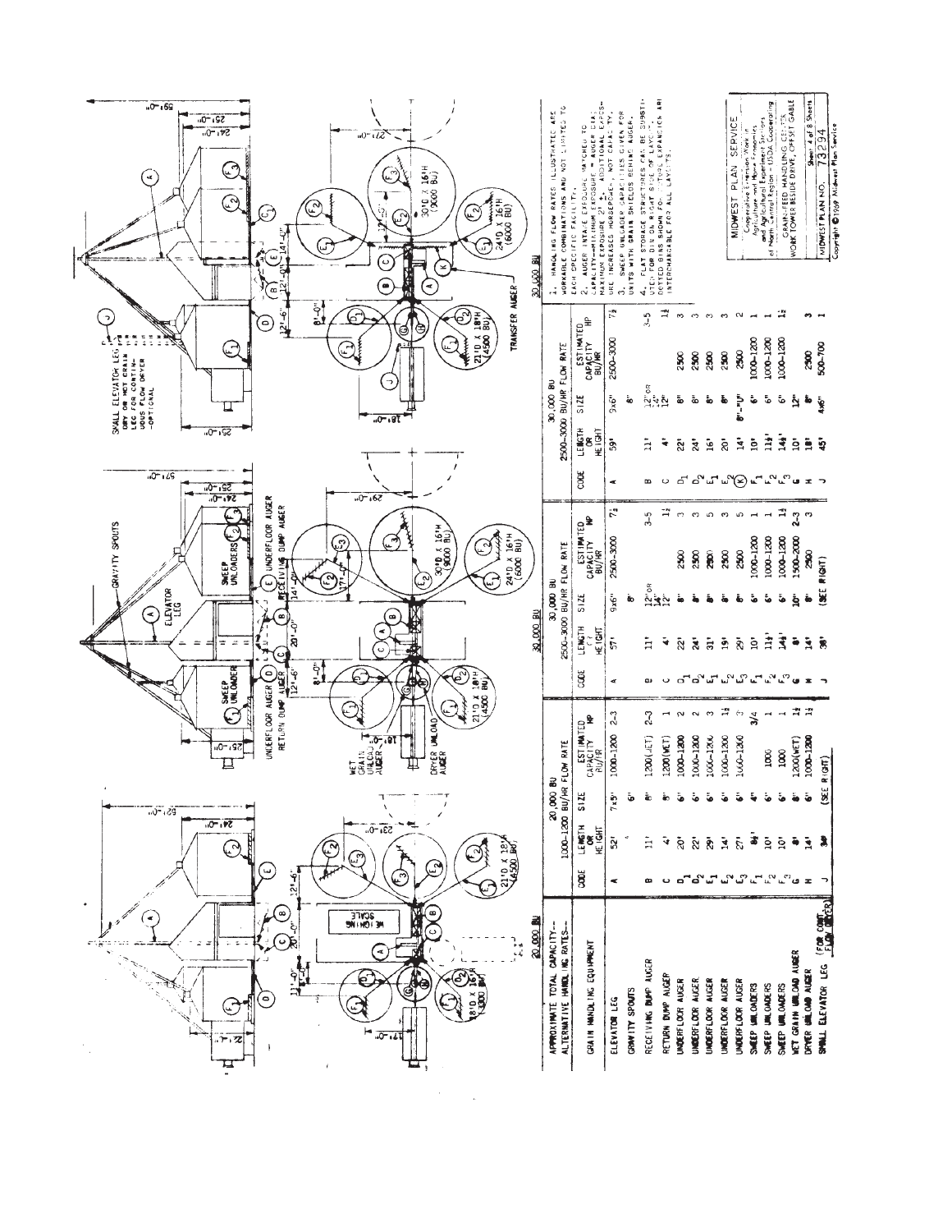| APPROXIMATE TOTAL CAPACITY-- | 20,000 BU | | | | 30,000 BU | | | | | 30,000 BU | | | | |
|---|---|---|---|---|---|---|---|---|---|---|---|---|---|---|
| ALTERNATIVE HANDLING RATES-- | 1000-1200 BU/HR FLOW RATE | | | | 2500-3000 BU/HR FLOW RATE | | | | | 2500-3000 BU/HR FLOW RATE | | | | |
| GRAIN HANDLING EQUIPMENT | CODE | LENGTH OR HEIGHT | SIZE | ESTIMATED CAPACITY BU/HR | HP | CODE | LENGTH OR HEIGHT | SIZE | ESTIMATED CAPACITY BU/HR | HP | CODE | LENGTH OR HEIGHT | SIZE | ESTIMATED CAPACITY BU/HR | HP |
| ELEVATOR LEG | A | 52' | 7x5" | 1000-1200 | 2-3 | A | 57' | 9x6" | 2500-3000 | 7½ | A | 59' | 9x6" | 2500-3000 | 7½ |
| GRAVITY SPOUTS | | | 6" | | | | | 8" | | | | | 8" | | |
| RECEIVING DUMP AUGER | B | 11' | 8" | 1200(WET) | 2-3 | B | 11' | 12" OR 14" 12" | | 3-5 | B | 11' | 12" OR 14" 12" | | 3-5 |
| RETURN DUMP AUGER | C | 4' | 8" | 1200(WET) | 1 | C | 4' | | | 1½ | C | 4' | | | 1½ |
| UNDERFLOOR AUGER | $D_1$ | 20' | 6" | 1000-1200 | 2 | $D_1$ | 22' | 8" | 2500 | 3 | $D_1$ | 22' | 8" | 2500 | 3 |
| UNDERFLOOR AUGER | $D_2$ | 22' | 6" | 1000-1200 | 2 | $D_2$ | 24' | 8" | 2500 | 3 | $D_2$ | 24' | 8" | 2500 | 3 |
| UNDERFLOOR AUGER | $E_1$ | 29' | 6" | 1000-1200 | 3 | $E_1$ | 31' | 8" | 2500 | 5 | $E_1$ | 16' | 8" | 2500 | 3 |
| UNDERFLOOR AUGER | $E_2$ | 14' | 6" | 1000-1200 | 1½ | $E_2$ | 19' | 8" | 2500 | 3 | $E_2$ | 20' | 8" | 2500 | 3 |
| UNDERFLOOR AUGER | $E_3$ | 27' | 6" | 1000-1200 | 3 | $E_3$ | 29' | 8" | 2500 | 5 | K | 14' | 8"-"U" | 2500 | 2 |
| SWEEP UNLOADERS | $F_1$ | 8½' | 4" | | 3/4 | $F_1$ | 10' | 6" | 1000-1200 | 1 | $F_1$ | 10' | 6" | 1000-1200 | 1 |
| SWEEP UNLOADERS | $F_2$ | 10' | 6" | 1000 | 1 | $F_2$ | 11½' | 6" | 1000-1200 | 1 | $F_2$ | 11½' | 6" | 1000-1200 | 1 |
| SWEEP UNLOADERS | $F_3$ | 10' | 6" | 1000 | 1 | $F_3$ | 14' | 6" | 1000-1200 | 1½ | $F_3$ | 14½' | 6" | 1000-1200 | 1½ |
| WET GRAIN UNLOAD AUGER | G | 8' | 8" | 1200(WET) | 1½ | G | 8' | 10" | 1500-2000 | 2-3 | G | 10' | 12" | 2500 | 3 |
| DRYER UNLOAD AUGER | H | 14' | 6" | 1000-1200 | 1½ | H | 14' | 8" | 2500 | 3 | H | 18' | 8" | 2500 | 3 |
| SMALL ELEVATOR LEG (FOR CONT. FLOW DRYER) | J | (SEE RIGHT) | | | | J | (SEE RIGHT) | | | | J | 45' | 4x6" | 500-700 | 1 |

1. HANDLING FLOW RATES ILLUSTRATED ARE WORKABLE COMBINATIONS AND NOT LIMITED TO EACH SPECIFIC CAPACITY.
2. AUGER INTAKE EXPOSURE MATCHED TO CAPACITY—MINIMUM EXPOSURE = AUGER DIA; MAXIMUM EXPOSURE 2½. ADDITIONAL EXPOSURE INCREASES HORSEPOWER, NOT CAPACITY.
3. SWEEP UNLOADER CAPACITIES GIVEN FOR UNITS WITH GRAIN SHIELDS BEHIND AUGER.
4. FLAT STORAGE STRUCTURES CAN BE SUBSTITUTED FOR BIN ON RIGHT SIDE OF LAYOUT. DOTTED BINS SHOWN FOR FUTURE EXPANSION ARE INTERCHANGEABLE FOR ALL LAYOUTS.

MIDWEST PLAN SERVICE

Cooperative Extension Work in Agriculture and Home Economics and Agricultural Experiment Stations of North Central Region – USDA Cooperating

GRAIN-FEED HANDLING CENTER
WORK TOWER BESIDE DRIVE, OFFSET GABLE

Sheet 4 of 8 Sheets

MIDWEST PLAN NO. 73294

Copyright © 1969 Midwest Plan Service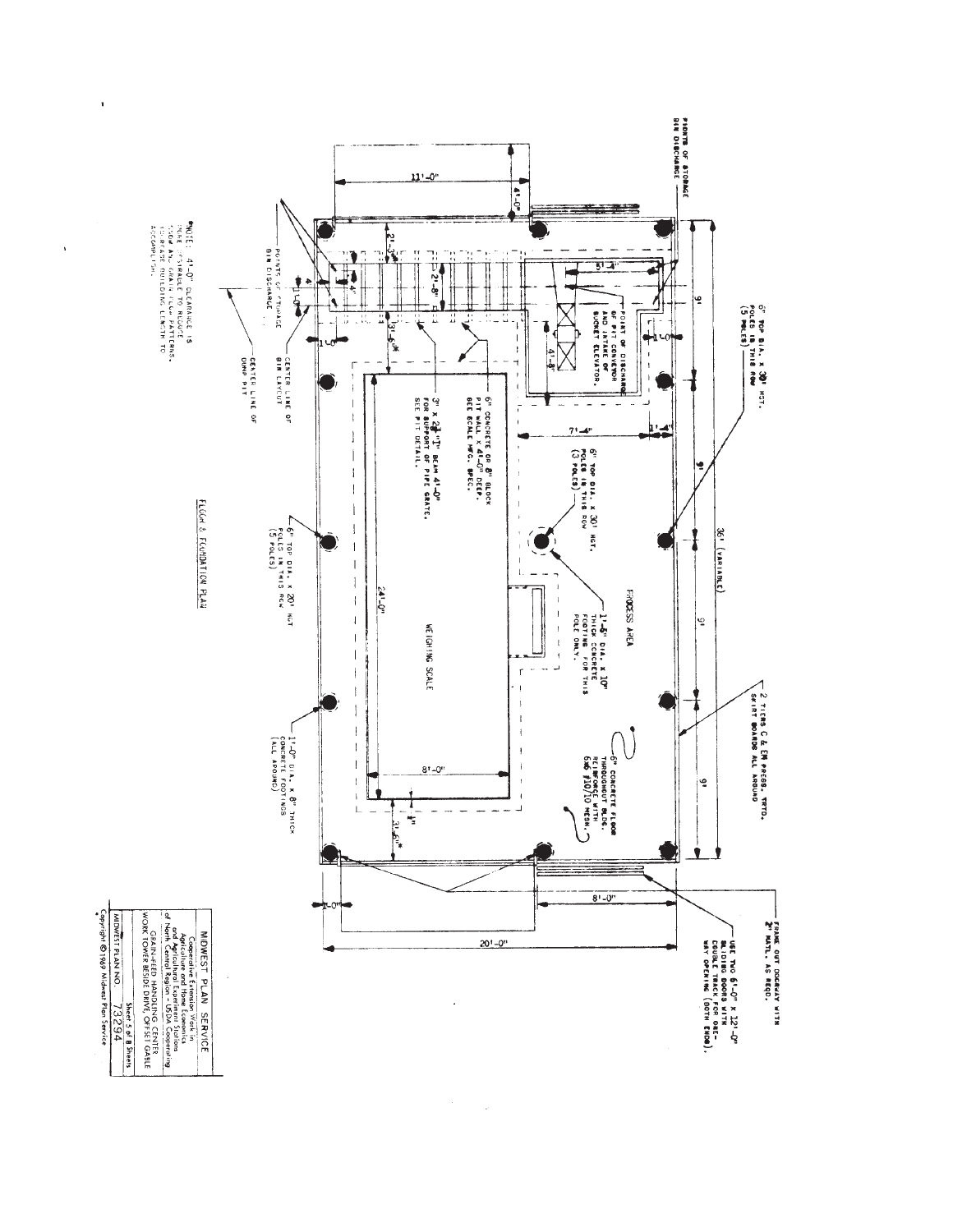## FLOOR & FOUNDATION PLAN

POINTS OF STORAGE BIN DISCHARGE

11'-0"

4'-0"

2'-3"

5'-4"

2'-8"

4'-8"

4'

4'

1'-0"

3'-6"*

1'-0"

1'-0"

1'-4"

7'-4"

6" TOP DIA. x 30' HGT. POLES IN THIS ROW (5 POLES)

POINT OF DISCHARGE OF PIT CONVEYOR AND INTAKE OF BUCKET ELEVATOR.

6" CONCRETE OR 8" BLOCK PIT WALL x 4'-0" DEEP. SEE SCALE MFG. SPEC.

3" x 2 3/4" "I" BEAM 41-0" FOR SUPPORT OF PIPE GRATE. SEE PIT DETAIL.

6" TOP DIA. x 30' HGT. POLES IN THIS ROW (3 POLES)

1'-6" DIA. x 10" THICK CONCRETE FOOTING FOR THIS POLE ONLY.

PROCESS AREA

WEIGHING SCALE

24'-0"

8'-0"

3'-6"*

1"

6" CONCRETE FLOOR THROUGHOUT BLDG. REINFORCE WITH 6x6 #10/10 MESH.

9'

9'

36' (VARIABLE)

9'

9'

2 TIERS C & EM PRESS. TRTD. SKIRT BOARDS ALL AROUND

6" TOP DIA. x 20' HGT POLES IN THIS ROW (5 POLES)

1'-0" DIA. x 8" THICK CONCRETE FOOTINGS (ALL AROUND)

FRAME OUT DOORWAY WITH 2" MATL. AS REQD.

USE TWO 6'-0" x 12'-0" SLIDING DOORS WITH DOUBLE TRACK FOR ONE-WAY OPENING (BOTH ENDS).

1'-0"

8'-0"

20'-0"

POINTS OF STORAGE BIN DISCHARGE

CENTER LINE OF BIN LAYOUT

CENTER LINE OF DUMP PIT

*NOTE: 4'-0" CLEARANCE IS MORE DESIRABLE TO REDUCE LOCAL AIR CURRENT PATTERNS. INCREASE BUILDING LENGTH TO ACCOMPLISH.

| MIDWEST PLAN SERVICE | |
|---|---|
| Cooperative Extension Work in Agriculture and Home Economics and Agricultural Experiment Stations of North Central Region - USDA Cooperating | |
| GRAIN-FEED HANDLING CENTER WORK TOWER BESIDE DRIVE, OFFSET GABLE | |
| | Sheet 5 of 8 Sheets |
| MIDWEST PLAN NO. | 73294 |

Copyright © 1969 Midwest Plan Service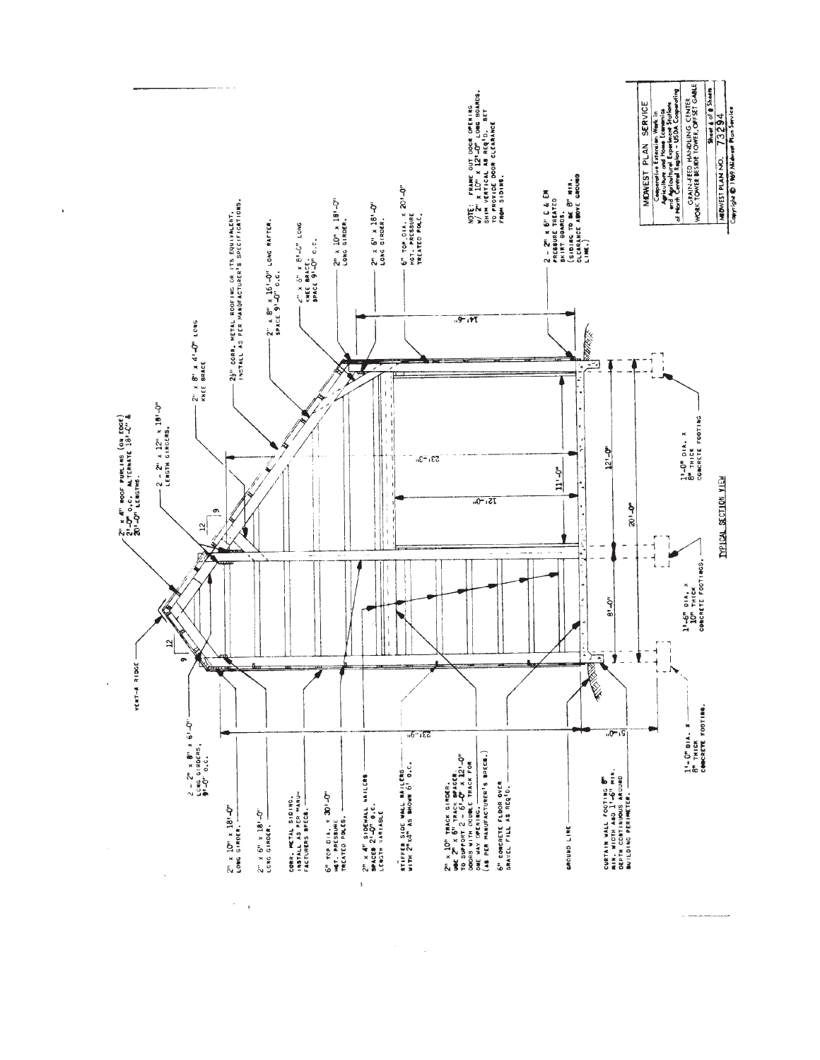## TYPICAL SECTION VIEW

VENT-A RIDGE

2" x 4" ROOF PURLINS (ON EDGE) 2'-0" O.C. ALTERNATE 18'-0" & 20'-0" LENGTHS.

2 - 2" x 12" x 18'-0" LENGTH GIRDERS.

2" x 8" x 4'-0" LONG KNEE BRACE

2½" CORR. METAL ROOFING OR ITS EQUIVALENT. INSTALL AS PER MANUFACTURER'S SPECIFICATIONS.

2" x 8" x 16'-0" LONG RAFTER. SPACE 9'-0" O.C.

2" x 6" x 8'-0" LONG KNEE BRACE. SPACE 9'-0" O.C.

2" x 10" x 18'-0" LONG GIRDER.

2" x 6" x 18'-0" LONG GIRDER.

6" TOP DIA. x 20'-0" HGT. PRESSURE TREATED POLE.

NOTE: FRAME OUT DOOR OPENING W/ 2" x 10" x 12'-0" LONG BOARDS. SHIM VERTICAL AS REQ'D. SET TO PROVIDE DOOR CLEARANCE FROM SIDING.

2 - 2" x 6" C & EM PRESSURE TREATED SKIRT BOARDS. (SIDING TO BE 8" MIN. CLEARANCE ABOVE GROUND LINE.)

1'-6" DIA. x 8" THICK CONCRETE FOOTING

2 - 2" x 8" x 6'-0" LONG GIRDERS, 9'-0" O.C.

2" x 10" x 18'-0" LONG GIRDER.

2" x 6" x 18'-0" LONG GIRDER.

CORR. METAL SIDING. INSTALL AS PER MANUFACTURERS SPECS.

6" TOP DIA. x 30'-0" HGT. PRESSURE TREATED POLES.

2" x 4" SIDEWALL NAILERS SPACED 2'-0" O.C. LENGTH VARIABLE

STIFFEN SIDE WALL NAILERS WITH 2"x4" AS SHOWN 6' O.C.

2" x 10" TRACK GIRDER. USE 2" x 6" TRACK SPACER. TO SUPPORT 2 - 6'-0" x 12'-0" DOORS WITH DOUBLE TRACK FOR ONE WAY OPENING. (AS PER MANUFACTURER'S SPECS.)

6" CONCRETE FLOOR OVER GRAVEL FILL AS REQ'D.

GROUND LINE

CURTAIN WALL FOOTING 8" MIN. WIDTH AND 1'-6" MIN. DEPTH CONTINUOUS AROUND BUILDING PERIMETER.

1'-0" DIA. x 8" THICK CONCRETE FOOTING.

1'-6" DIA. x 10" THICK CONCRETE FOOTINGS.

Dimensions: 23'-9", 5'-0", 23'-3", 12'-0", 14'-6", 11'-0", 8'-0", 20'-0", 12'-0", 9/12 slope

| MIDWEST PLAN SERVICE |
|---|
| Cooperative Extension Work in Agriculture and Home Economics and Agricultural Experiment Stations of North Central Region - USDA Cooperating |
| GRAIN-FEED HANDLING CENTER WORK TOWER BESIDE TOWER, OFFSET GABLE |
| Sheet 6 of 8 Sheets |
| MIDWEST PLAN NO. 73294 |
| Copyright © 1969 Midwest Plan Service |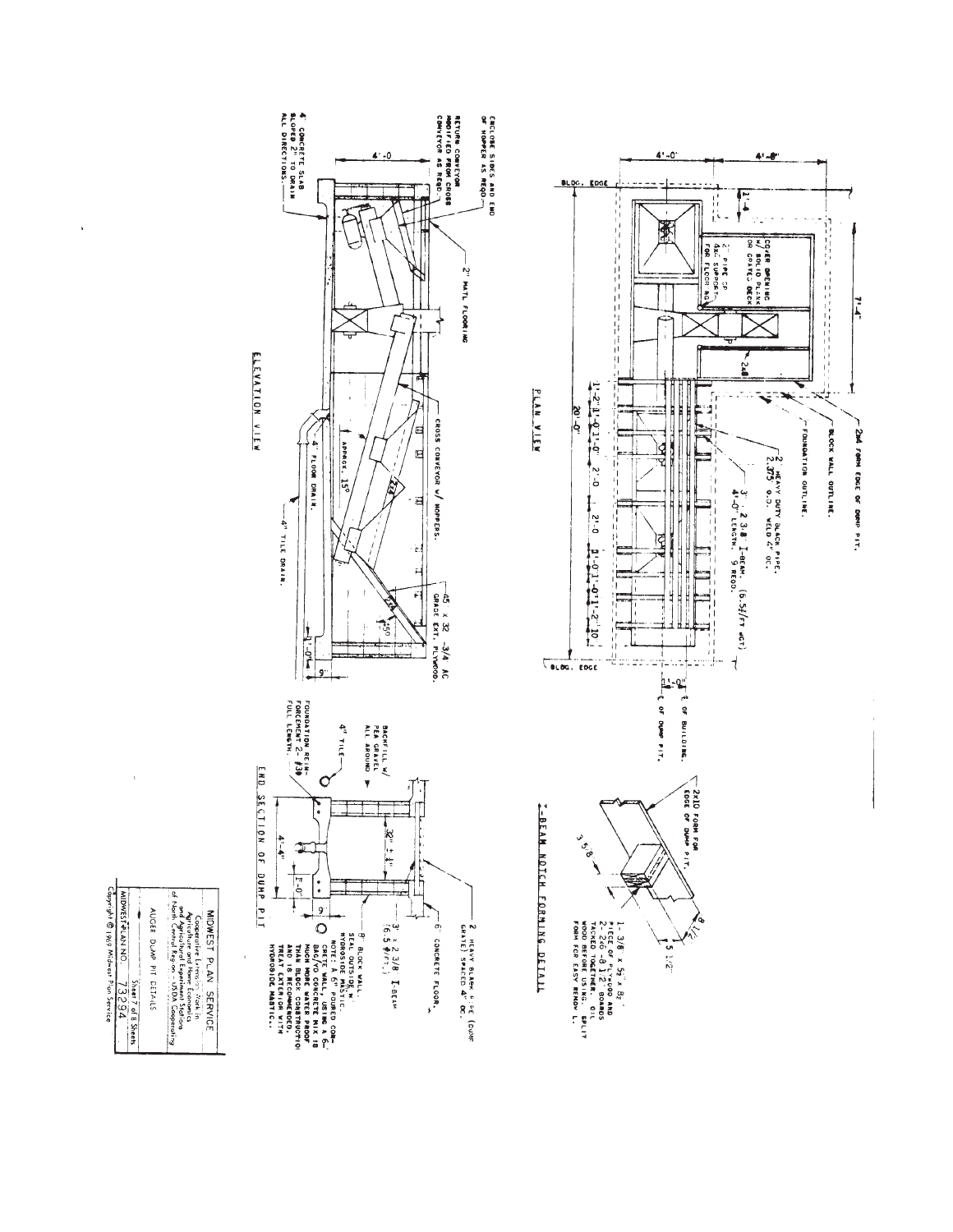## PLAN VIEW

BLDG. EDGE

4'-0" 4'-8"

1'-4"

7'-4"

COVER OPENING W/ SOLID PLANK OR GRATED DECK

2" PIPE OR 4x4 SUPPORT FOR FLOOR RGD.

2x8

2x4 FORM EDGE OF DUMP PIT.

BLOCK WALL OUTLINE.

FOUNDATION OUTLINE.

2" HEAVY DUTY BLACK PIPE. 2.375 O.D. WELD 4" OC.

3" 2 3/8 I-BEAM. (6.5#/FT WGT) 4'-0" LENGTH. 9 REQD.

1'-2" 1'-0" 1'-0" 2'-0" 2'-0" 1'-0" 1'-0" 1'-0" 1'-2" 10"

20'-0"

BLDG. EDGE

1'-0"

℄ OF BUILDING.

℄ OF DUMP PIT.

## I-BEAM NOTCH FORMING DETAIL

2x10 FORM FOR EDGE OF DUMP PIT.

3 5/8"

8 1/2"

5 1/2"

1- 3/8" x 5 1/2" x 8 1/2" PIECE OF PLYWOOD AND 2- 2x6 -8 1/2" BOARDS TACKED TOGETHER. OIL WOOD BEFORE USING. SPLIT FORM FOR EASY REMOVAL.

## ELEVATION VIEW

ENCLOSE SIDES AND END OF HOPPER AS REQD.

RETURN CONVEYOR MODIFIED FROM CROSS CONVEYOR AS REQD.

4" CONCRETE SLAB SLOPED 2" TO DRAIN ALL DIRECTIONS.

4'-0"

2" MATL FLOORING

CROSS CONVEYOR W/ HOPPERS.

APPROX. 15°

4" FLOOR DRAIN.

4" TILE DRAIN.

45 x 32 - 3/4 AC GRADE EXT. PLYWOOD.

2x4

2x4

1'-0"

9"

## END SECTION OF DUMP PIT

2 HEAVY BLACK PIPE (DUMP GRATE) SPACED 4" OC.

6" CONCRETE FLOOR.

3" x 2 3/8 I-BEAM (6.5 #/FT.)

32" ± 1"

BACKFILL W/ PEA GRAVEL ALL AROUND

4" TILE

FOUNDATION REINFORCEMENT 2- #3 FULL LENGTH.

4'-4"

1'-0"

9"

8" BLOCK WALL. SEAL OUTSIDE W/ HYDROSIDE MASTIC. NOTE: A 6" POURED CONCRETE WALL, USING A 6-BAG/YD CONCRETE MIX IS MUCH MORE WATER PROOF THAN BLOCK CONSTRUCTION AND IS RECOMMENDED. TREAT EXTERIOR WITH HYDROSIDE MASTIC.

| MIDWEST PLAN SERVICE |
|---|
| Cooperative Extension Work in Agriculture and Home Economics and Agricultural Experiment Stations of North Central Region - USDA Cooperating |
| AUGER DUMP PIT DETAILS — Sheet 7 of 8 Sheets |
| MIDWEST PLAN NO. 73294 |

Copyright © 1969 Midwest Plan Service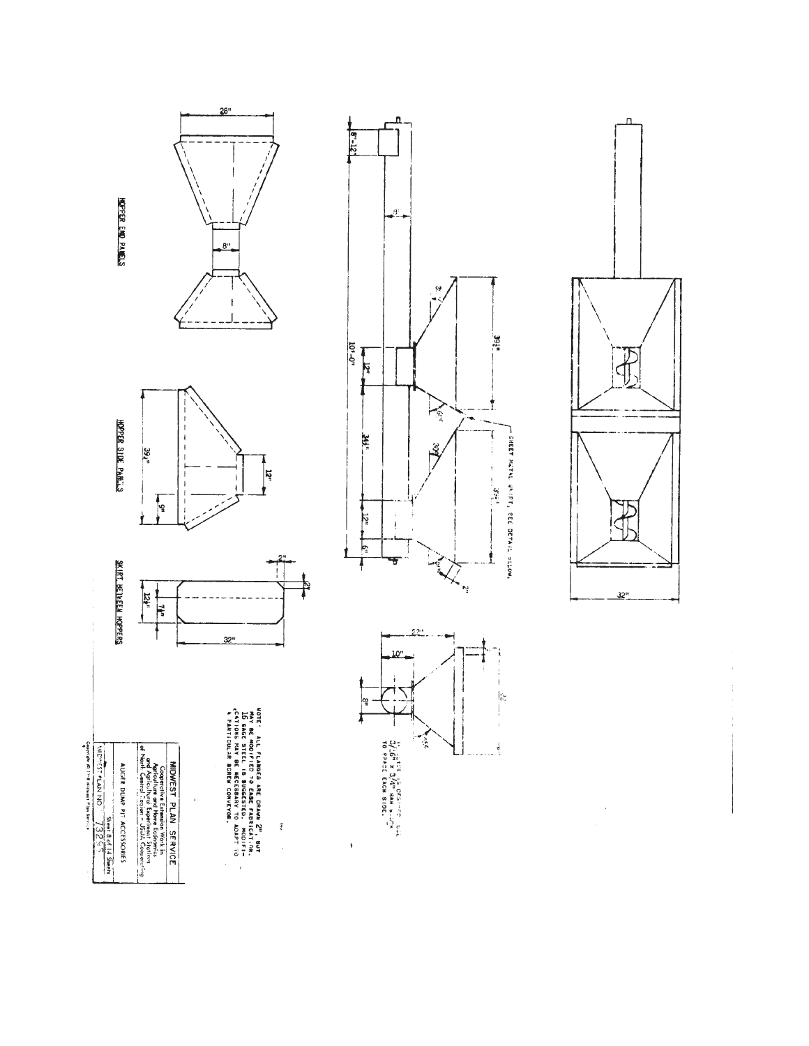HOPPER END PANELS

28"

8"

HOPPER SIDE PANELS

39½"

12"

9"

SKIRT BETWEEN HOPPERS

2"

2"

12½"

7¼"

32"

8"-12"

8"

10'-0"

12"

34½"

12"

6"

39½"

39½"

60°

30°

60°

2"

SHEET METAL SKIRT, SEE DETAIL BELOW.

32"

22"

10"

8"

32"

NOTE: ALL FLANGES ARE DRAWN 2", BUT MAY BE MODIFIED TO EASE FABRICATION. 16 GAGE STEEL IS SUGGESTED. MODIFICATIONS MAY BE NECESSARY TO ADAPT TO A PARTICULAR SCREW CONVEYOR.

3/16" x 3/4" BAR STOCK TO SPACE EACH SIDE.

MIDWEST PLAN SERVICE

Cooperative Extension Work in Agriculture and Home Economics and Agricultural Experiment Stations of North Central Region - USDA Cooperating

AUGER DUMP PIT ACCESSORIES

Sheet 8 of 14 Sheets

MIDWEST PLAN NO. 73255